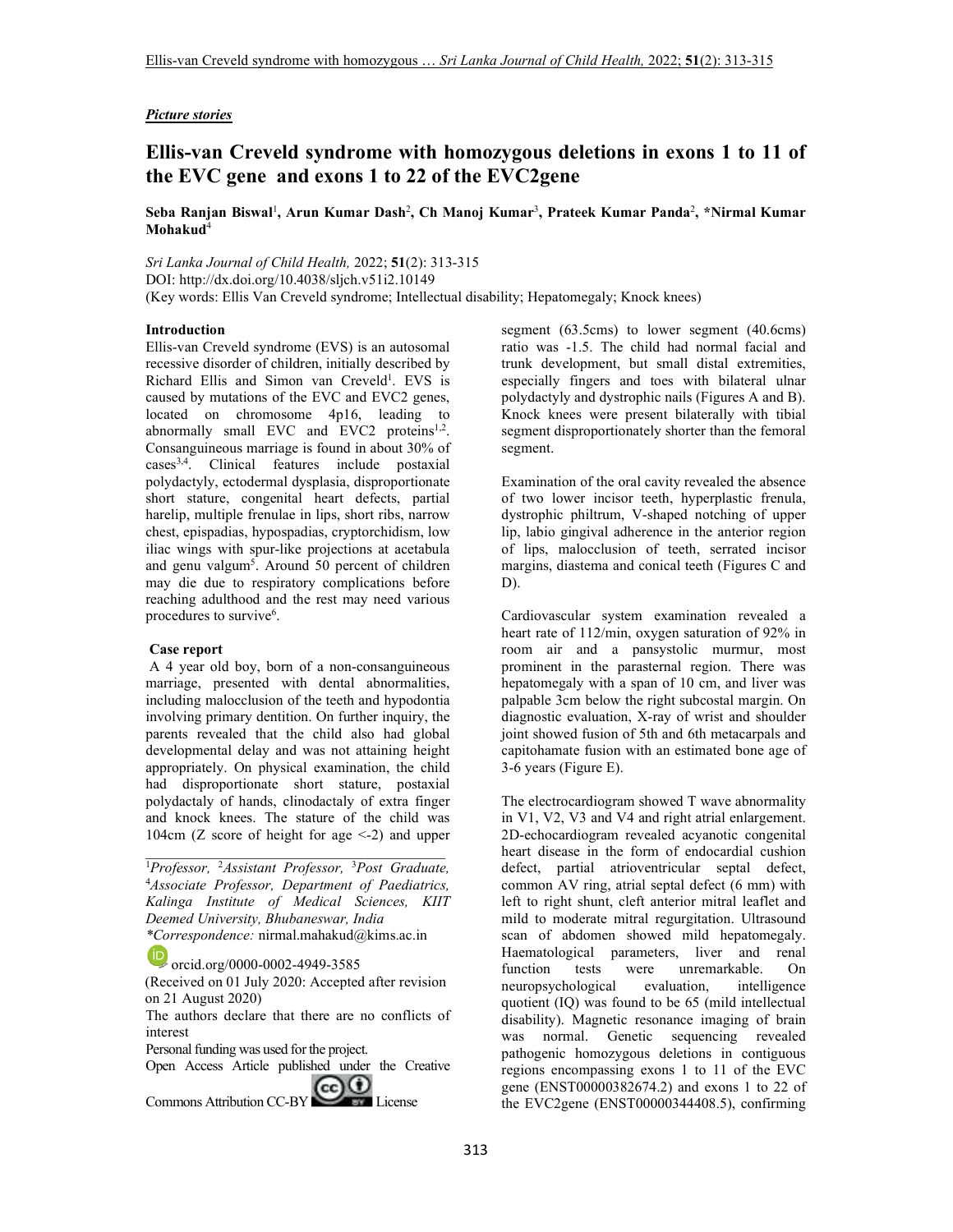*Picture stories*

# Ellis-van Creveld syndrome with homozygous deletions in exons 1 to 11 of the EVC gene and exons 1 to 22 of the EVC2gene

**Seba Ranjan Biswal[1], Arun Kumar Dash[2], Ch Manoj Kumar[3], Prateek Kumar Panda[2], *Nirmal Kumar Mohakud[4]**

*Sri Lanka Journal of Child Health,* 2022; **51**(2): 313-315
DOI: http://dx.doi.org/10.4038/sljch.v51i2.10149
(Key words: Ellis Van Creveld syndrome; Intellectual disability; Hepatomegaly; Knock knees)

## Introduction

Ellis-van Creveld syndrome (EVS) is an autosomal recessive disorder of children, initially described by Richard Ellis and Simon van Creveld[1]. EVS is caused by mutations of the EVC and EVC2 genes, located on chromosome 4p16, leading to abnormally small EVC and EVC2 proteins[1,2]. Consanguineous marriage is found in about 30% of cases[3,4]. Clinical features include postaxial polydactyly, ectodermal dysplasia, disproportionate short stature, congenital heart defects, partial harelip, multiple frenulae in lips, short ribs, narrow chest, epispadias, hypospadias, cryptorchidism, low iliac wings with spur-like projections at acetabula and genu valgum[5]. Around 50 percent of children may die due to respiratory complications before reaching adulthood and the rest may need various procedures to survive[6].

## Case report

A 4 year old boy, born of a non-consanguineous marriage, presented with dental abnormalities, including malocclusion of the teeth and hypodontia involving primary dentition. On further inquiry, the parents revealed that the child also had global developmental delay and was not attaining height appropriately. On physical examination, the child had disproportionate short stature, postaxial polydactaly of hands, clinodactaly of extra finger and knock knees. The stature of the child was 104cm (Z score of height for age <-2) and upper segment (63.5cms) to lower segment (40.6cms) ratio was -1.5. The child had normal facial and trunk development, but small distal extremities, especially fingers and toes with bilateral ulnar polydactyly and dystrophic nails (Figures A and B). Knock knees were present bilaterally with tibial segment disproportionately shorter than the femoral segment.

Examination of the oral cavity revealed the absence of two lower incisor teeth, hyperplastic frenula, dystrophic philtrum, V-shaped notching of upper lip, labio gingival adherence in the anterior region of lips, malocclusion of teeth, serrated incisor margins, diastema and conical teeth (Figures C and D).

Cardiovascular system examination revealed a heart rate of 112/min, oxygen saturation of 92% in room air and a pansystolic murmur, most prominent in the parasternal region. There was hepatomegaly with a span of 10 cm, and liver was palpable 3cm below the right subcostal margin. On diagnostic evaluation, X-ray of wrist and shoulder joint showed fusion of 5th and 6th metacarpals and capitohamate fusion with an estimated bone age of 3-6 years (Figure E).

The electrocardiogram showed T wave abnormality in V1, V2, V3 and V4 and right atrial enlargement. 2D-echocardiogram revealed acyanotic congenital heart disease in the form of endocardial cushion defect, partial atrioventricular septal defect, common AV ring, atrial septal defect (6 mm) with left to right shunt, cleft anterior mitral leaflet and mild to moderate mitral regurgitation. Ultrasound scan of abdomen showed mild hepatomegaly. Haematological parameters, liver and renal function tests were unremarkable. On neuropsychological evaluation, intelligence quotient (IQ) was found to be 65 (mild intellectual disability). Magnetic resonance imaging of brain was normal. Genetic sequencing revealed pathogenic homozygous deletions in contiguous regions encompassing exons 1 to 11 of the EVC gene (ENST00000382674.2) and exons 1 to 22 of the EVC2gene (ENST00000344408.5), confirming

---

[1]*Professor,* [2]*Assistant Professor,* [3]*Post Graduate,* [4]*Associate Professor, Department of Paediatrics, Kalinga Institute of Medical Sciences, KIIT Deemed University, Bhubaneswar, India*
**Correspondence:* nirmal.mahakud@kims.ac.in

orcid.org/0000-0002-4949-3585

(Received on 01 July 2020: Accepted after revision on 21 August 2020)

The authors declare that there are no conflicts of interest

Personal funding was used for the project.

Open Access Article published under the Creative Commons Attribution CC-BY License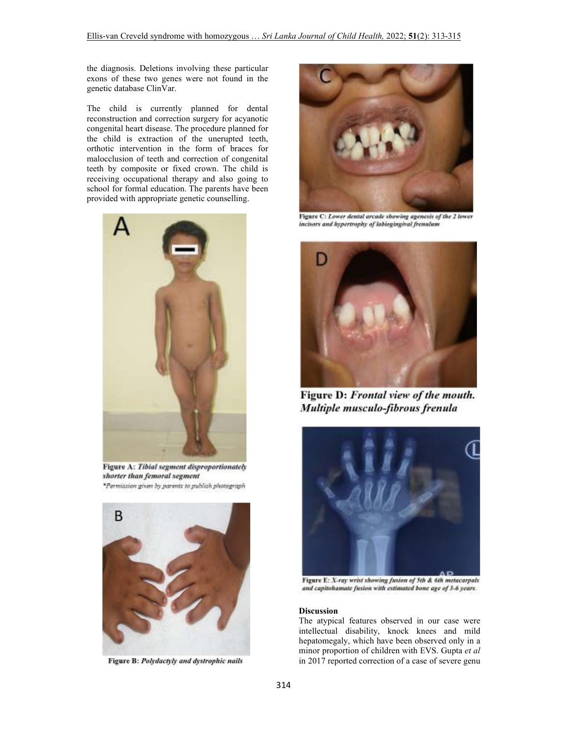the diagnosis. Deletions involving these particular exons of these two genes were not found in the genetic database ClinVar.

The child is currently planned for dental reconstruction and correction surgery for acyanotic congenital heart disease. The procedure planned for the child is extraction of the unerupted teeth, orthotic intervention in the form of braces for malocclusion of teeth and correction of congenital teeth by composite or fixed crown. The child is receiving occupational therapy and also going to school for formal education. The parents have been provided with appropriate genetic counselling.

**Figure A:** *Tibial segment disproportionately shorter than femoral segment*

*\*Permission given by parents to publish photograph*

**Figure B:** *Polydactyly and dystrophic nails*

**Figure C:** *Lower dental arcade showing agenesis of the 2 lower incisors and hypertrophy of labiogingival frenulum*

**Figure D:** *Frontal view of the mouth. Multiple musculo-fibrous frenula*

**Figure E:** *X-ray wrist showing fusion of 5th & 6th metacarpals and capitohamate fusion with estimated bone age of 3-6 years.*

### Discussion

The atypical features observed in our case were intellectual disability, knock knees and mild hepatomegaly, which have been observed only in a minor proportion of children with EVS. Gupta *et al* in 2017 reported correction of a case of severe genu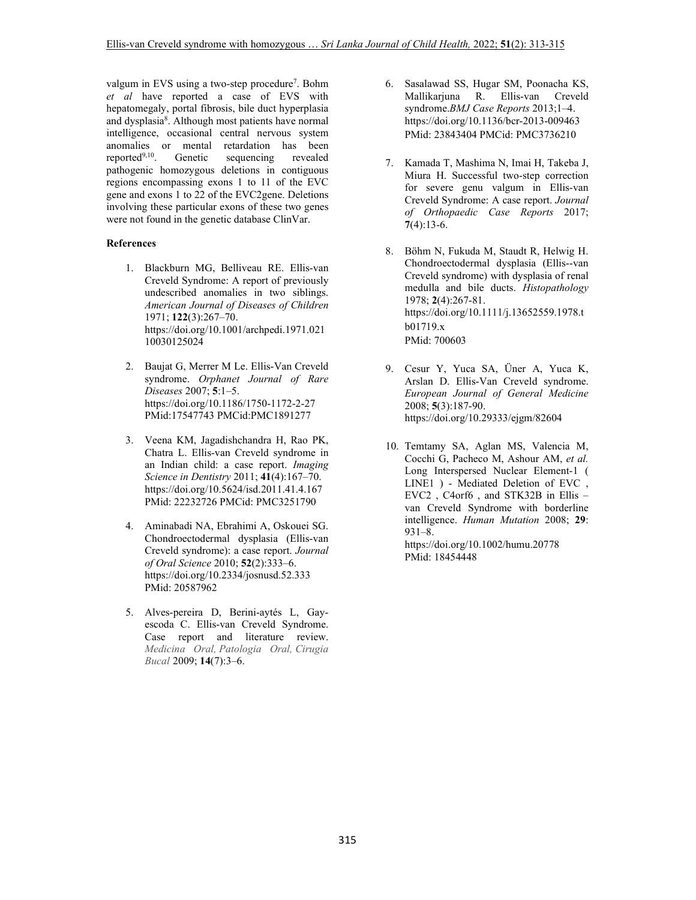valgum in EVS using a two-step procedure[7]. Bohm *et al* have reported a case of EVS with hepatomegaly, portal fibrosis, bile duct hyperplasia and dysplasia[8]. Although most patients have normal intelligence, occasional central nervous system anomalies or mental retardation has been reported[9,10]. Genetic sequencing revealed pathogenic homozygous deletions in contiguous regions encompassing exons 1 to 11 of the EVC gene and exons 1 to 22 of the EVC2gene. Deletions involving these particular exons of these two genes were not found in the genetic database ClinVar.

**References**

1. Blackburn MG, Belliveau RE. Ellis-van Creveld Syndrome: A report of previously undescribed anomalies in two siblings. *American Journal of Diseases of Children* 1971; **122**(3):267–70. https://doi.org/10.1001/archpedi.1971.02110030125024
2. Baujat G, Merrer M Le. Ellis-Van Creveld syndrome. *Orphanet Journal of Rare Diseases* 2007; **5**:1–5. https://doi.org/10.1186/1750-1172-2-27 PMid:17547743 PMCid:PMC1891277
3. Veena KM, Jagadishchandra H, Rao PK, Chatra L. Ellis-van Creveld syndrome in an Indian child: a case report. *Imaging Science in Dentistry* 2011; **41**(4):167–70. https://doi.org/10.5624/isd.2011.41.4.167 PMid: 22232726 PMCid: PMC3251790
4. Aminabadi NA, Ebrahimi A, Oskouei SG. Chondroectodermal dysplasia (Ellis-van Creveld syndrome): a case report. *Journal of Oral Science* 2010; **52**(2):333–6. https://doi.org/10.2334/josnusd.52.333 PMid: 20587962
5. Alves-pereira D, Berini-aytés L, Gay-escoda C. Ellis-van Creveld Syndrome. Case report and literature review. *Medicina Oral, Patologia Oral, Cirugia Bucal* 2009; **14**(7):3–6.
6. Sasalawad SS, Hugar SM, Poonacha KS, Mallikarjuna R. Ellis-van Creveld syndrome.*BMJ Case Reports* 2013;1–4. https://doi.org/10.1136/bcr-2013-009463 PMid: 23843404 PMCid: PMC3736210
7. Kamada T, Mashima N, Imai H, Takeba J, Miura H. Successful two-step correction for severe genu valgum in Ellis-van Creveld Syndrome: A case report. *Journal of Orthopaedic Case Reports* 2017; **7**(4):13-6.
8. Böhm N, Fukuda M, Staudt R, Helwig H. Chondroectodermal dysplasia (Ellis--van Creveld syndrome) with dysplasia of renal medulla and bile ducts. *Histopathology* 1978; **2**(4):267-81. https://doi.org/10.1111/j.13652559.1978.tb01719.x PMid: 700603
9. Cesur Y, Yuca SA, Üner A, Yuca K, Arslan D. Ellis-Van Creveld syndrome. *European Journal of General Medicine* 2008; **5**(3):187-90. https://doi.org/10.29333/ejgm/82604
10. Temtamy SA, Aglan MS, Valencia M, Cocchi G, Pacheco M, Ashour AM, *et al.* Long Interspersed Nuclear Element-1 ( LINE1 ) - Mediated Deletion of EVC , EVC2 , C4orf6 , and STK32B in Ellis – van Creveld Syndrome with borderline intelligence. *Human Mutation* 2008; **29**: 931–8. https://doi.org/10.1002/humu.20778 PMid: 18454448